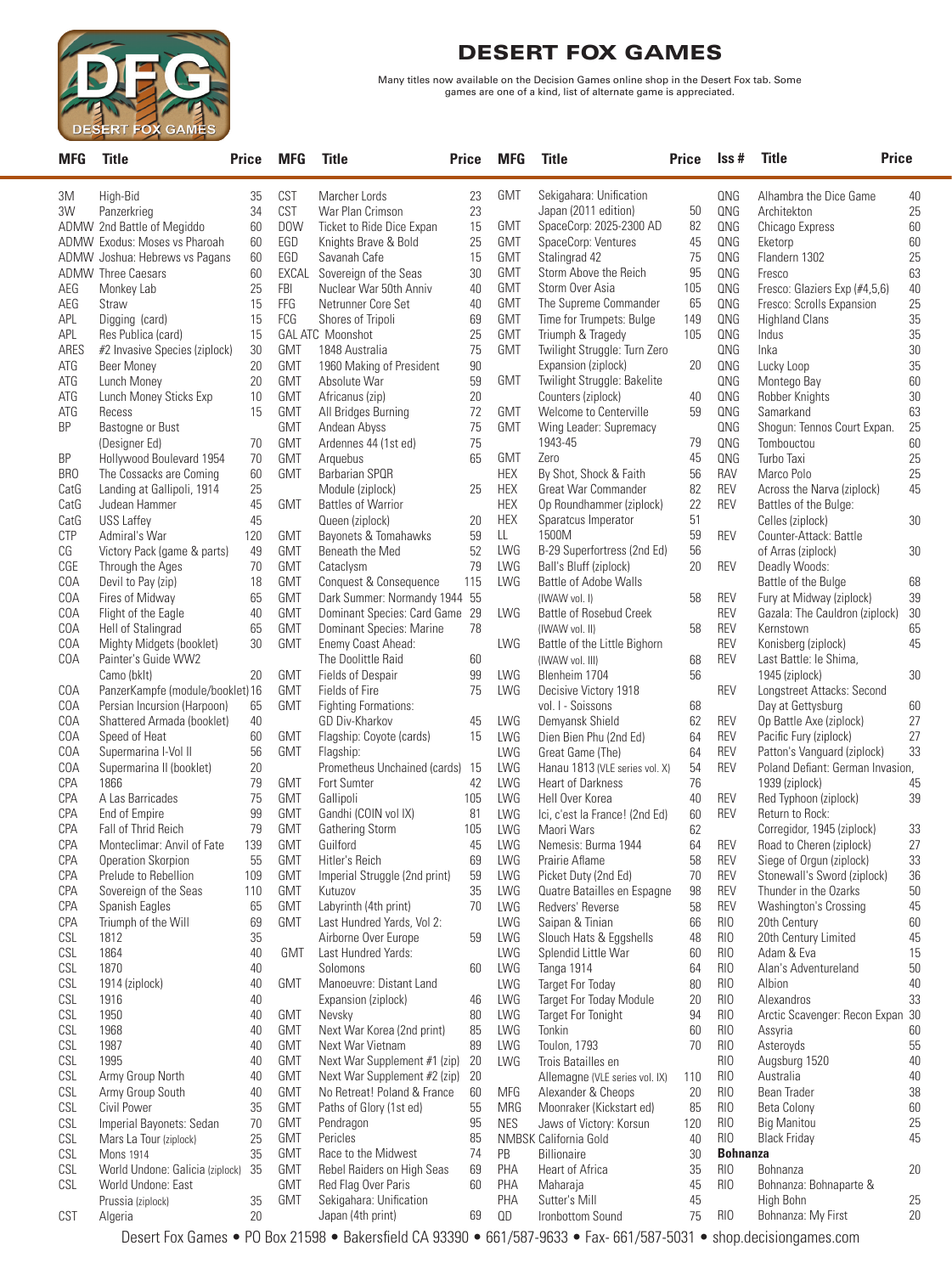# DESERT FOX GAMES

Many titles now available on the Decision Games online shop in the Desert Fox tab. Some games are one of a kind, list of alternate game is appreciated.

| MFG | Title | Price |
|---|---|---|
| 3M | High-Bid | 35 |
| 3W | Panzerkrieg | 34 |
| ADMW | 2nd Battle of Megiddo | 60 |
| ADMW | Exodus: Moses vs Pharoah | 60 |
| ADMW | Joshua: Hebrews vs Pagans | 60 |
| ADMW | Three Caesars | 60 |
| AEG | Monkey Lab | 25 |
| AEG | Straw | 15 |
| APL | Digging (card) | 15 |
| APL | Res Publica (card) | 15 |
| ARES | #2 Invasive Species (ziplock) | 30 |
| ATG | Beer Money | 20 |
| ATG | Lunch Money | 20 |
| ATG | Lunch Money Sticks Exp | 10 |
| ATG | Recess | 15 |
| BP | Bastogne or Bust (Designer Ed) | 70 |
| BP | Hollywood Boulevard 1954 | 70 |
| BRO | The Cossacks are Coming | 60 |
| CatG | Landing at Gallipoli, 1914 | 25 |
| CatG | Judean Hammer | 45 |
| CatG | USS Laffey | 45 |
| CTP | Admiral's War | 120 |
| CG | Victory Pack (game & parts) | 49 |
| CGE | Through the Ages | 70 |
| COA | Devil to Pay (zip) | 18 |
| COA | Fires of Midway | 65 |
| COA | Flight of the Eagle | 40 |
| COA | Hell of Stalingrad | 65 |
| COA | Mighty Midgets (booklet) | 30 |
| COA | Painter's Guide WW2 Camo (bklt) | 20 |
| COA | PanzerKampfe (module/booklet) | 16 |
| COA | Persian Incursion (Harpoon) | 65 |
| COA | Shattered Armada (booklet) | 40 |
| COA | Speed of Heat | 60 |
| COA | Supermarina I-Vol II | 56 |
| COA | Supermarina II (booklet) | 20 |
| CPA | 1866 | 79 |
| CPA | A Las Barricades | 75 |
| CPA | End of Empire | 99 |
| CPA | Fall of Thrid Reich | 79 |
| CPA | Monteclimar: Anvil of Fate | 139 |
| CPA | Operation Skorpion | 55 |
| CPA | Prelude to Rebellion | 109 |
| CPA | Sovereign of the Seas | 110 |
| CPA | Spanish Eagles | 65 |
| CPA | Triumph of the Will | 69 |
| CSL | 1812 | 35 |
| CSL | 1864 | 40 |
| CSL | 1870 | 40 |
| CSL | 1914 (ziplock) | 40 |
| CSL | 1916 | 40 |
| CSL | 1950 | 40 |
| CSL | 1968 | 40 |
| CSL | 1987 | 40 |
| CSL | 1995 | 40 |
| CSL | Army Group North | 40 |
| CSL | Army Group South | 40 |
| CSL | Civil Power | 35 |
| CSL | Imperial Bayonets: Sedan | 70 |
| CSL | Mars La Tour (ziplock) | 25 |
| CSL | Mons 1914 | 35 |
| CSL | World Undone: Galicia (ziplock) | 35 |
| CSL | World Undone: East Prussia (ziplock) | 35 |
| CST | Algeria | 20 |
| CST | Marcher Lords | 23 |
| CST | War Plan Crimson | 23 |
| DOW | Ticket to Ride Dice Expan | 15 |
| EGD | Knights Brave & Bold | 25 |
| EGD | Savanah Cafe | 15 |
| EXCAL | Sovereign of the Seas | 30 |
| FBI | Nuclear War 50th Anniv | 40 |
| FFG | Netrunner Core Set | 40 |
| FCG | Shores of Tripoli | 69 |
| GAL ATC | Moonshot | 25 |
| GMT | 1848 Australia | 75 |
| GMT | 1960 Making of President | 90 |
| GMT | Absolute War | 59 |
| GMT | Africanus (zip) | 20 |
| GMT | All Bridges Burning | 72 |
| GMT | Andean Abyss | 75 |
| GMT | Ardennes 44 (1st ed) | 75 |
| GMT | Arquebus | 65 |
| GMT | Barbarian SPQR Module (ziplock) | 25 |
| GMT | Battles of Warrior Queen (ziplock) | 20 |
| GMT | Bayonets & Tomahawks | 59 |
| GMT | Beneath the Med | 52 |
| GMT | Cataclysm | 79 |
| GMT | Conquest & Consequence | 115 |
| GMT | Dark Summer: Normandy 1944 | 55 |
| GMT | Dominant Species: Card Game | 29 |
| GMT | Dominant Species: Marine | 78 |
| GMT | Enemy Coast Ahead: The Doolittle Raid | 60 |
| GMT | Fields of Despair | 99 |
| GMT | Fields of Fire | 75 |
| GMT | Fighting Formations: GD Div-Kharkov | 45 |
| GMT | Flagship: Coyote (cards) | 15 |
| GMT | Flagship: Prometheus Unchained (cards) | 15 |
| GMT | Fort Sumter | 42 |
| GMT | Gallipoli | 105 |
| GMT | Gandhi (COIN vol IX) | 81 |
| GMT | Gathering Storm | 105 |
| GMT | Guilford | 45 |
| GMT | Hitler's Reich | 69 |
| GMT | Imperial Struggle (2nd print) | 59 |
| GMT | Kutuzov | 35 |
| GMT | Labyrinth (4th print) | 70 |
| GMT | Last Hundred Yards, Vol 2: Airborne Over Europe | 59 |
| GMT | Last Hundred Yards: Solomons | 60 |
| GMT | Manoeuvre: Distant Land Expansion (ziplock) | 46 |
| GMT | Nevsky | 80 |
| GMT | Next War Korea (2nd print) | 85 |
| GMT | Next War Vietnam | 89 |
| GMT | Next War Supplement #1 (zip) | 20 |
| GMT | Next War Supplement #2 (zip) | 20 |
| GMT | No Retreat! Poland & France | 60 |
| GMT | Paths of Glory (1st ed) | 55 |
| GMT | Pendragon | 95 |
| GMT | Pericles | 85 |
| GMT | Race to the Midwest | 74 |
| GMT | Rebel Raiders on High Seas | 69 |
| GMT | Red Flag Over Paris | 60 |
| GMT | Sekigahara: Unification Japan (4th print) | 69 |
| GMT | Sekigahara: Unification Japan (2011 edition) | 50 |
| GMT | SpaceCorp: 2025-2300 AD | 82 |
| GMT | SpaceCorp: Ventures | 45 |
| GMT | Stalingrad 42 | 75 |
| GMT | Storm Above the Reich | 95 |
| GMT | Storm Over Asia | 105 |
| GMT | The Supreme Commander | 65 |
| GMT | Time for Trumpets: Bulge | 149 |
| GMT | Triumph & Tragedy | 105 |
| GMT | Twilight Struggle: Turn Zero Expansion (ziplock) | 20 |
| GMT | Twilight Struggle: Bakelite Counters (ziplock) | 40 |
| GMT | Welcome to Centerville | 59 |
| GMT | Wing Leader: Supremacy 1943-45 | 79 |
| GMT | Zero | 45 |
| HEX | By Shot, Shock & Faith | 56 |
| HEX | Great War Commander | 82 |
| HEX | Op Roundhammer (ziplock) | 22 |
| HEX | Sparatcus Imperator | 51 |
| LL | 1500M | 59 |
| LWG | B-29 Superfortress (2nd Ed) | 56 |
| LWG | Ball's Bluff (ziplock) | 20 |
| LWG | Battle of Adobe Walls (IWAW vol. I) | 58 |
| LWG | Battle of Rosebud Creek (IWAW vol. II) | 58 |
| LWG | Battle of the Little Bighorn (IWAW vol. III) | 68 |
| LWG | Blenheim 1704 | 56 |
| LWG | Decisive Victory 1918 vol. I - Soissons | 68 |
| LWG | Demyansk Shield | 62 |
| LWG | Dien Bien Phu (2nd Ed) | 64 |
| LWG | Great Game (The) | 64 |
| LWG | Hanau 1813 (VLE series vol. X) | 54 |
| LWG | Heart of Darkness | 76 |
| LWG | Hell Over Korea | 40 |
| LWG | Ici, c'est la France! (2nd Ed) | 60 |
| LWG | Maori Wars | 62 |
| LWG | Nemesis: Burma 1944 | 64 |
| LWG | Prairie Aflame | 58 |
| LWG | Picket Duty (2nd Ed) | 70 |
| LWG | Quatre Batailles en Espagne | 98 |
| LWG | Redvers' Reverse | 58 |
| LWG | Saipan & Tinian | 66 |
| LWG | Slouch Hats & Eggshells | 48 |
| LWG | Splendid Little War | 60 |
| LWG | Tanga 1914 | 64 |
| LWG | Target For Today | 80 |
| LWG | Target For Today Module | 20 |
| LWG | Target For Tonight | 94 |
| LWG | Tonkin | 60 |
| LWG | Toulon, 1793 | 70 |
| LWG | Trois Batailles en Allemagne (VLE series vol. IX) | 110 |
| MFG | Alexander & Cheops | 20 |
| MRG | Moonraker (Kickstart ed) | 85 |
| NES | Jaws of Victory: Korsun | 120 |
| NMBSK | California Gold | 40 |
| PB | Billionaire | 30 |
| PHA | Heart of Africa | 35 |
| PHA | Maharaja | 45 |
| PHA | Sutter's Mill | 45 |
| QD | Ironbottom Sound | 75 |

| Iss # | Title | Price |
|---|---|---|
| QNG | Alhambra the Dice Game | 40 |
| QNG | Architekton | 25 |
| QNG | Chicago Express | 60 |
| QNG | Eketorp | 60 |
| QNG | Flandern 1302 | 25 |
| QNG | Fresco | 63 |
| QNG | Fresco: Glaziers Exp (#4,5,6) | 40 |
| QNG | Fresco: Scrolls Expansion | 25 |
| QNG | Highland Clans | 35 |
| QNG | Indus | 35 |
| QNG | Inka | 30 |
| QNG | Lucky Loop | 35 |
| QNG | Montego Bay | 60 |
| QNG | Robber Knights | 30 |
| QNG | Samarkand | 63 |
| QNG | Shogun: Tennos Court Expan. | 25 |
| QNG | Tombouctou | 60 |
| QNG | Turbo Taxi | 25 |
| RAV | Marco Polo | 25 |
| REV | Across the Narva (ziplock) | 45 |
| REV | Battles of the Bulge: Celles (ziplock) | 30 |
| REV | Counter-Attack: Battle of Arras (ziplock) | 30 |
| REV | Deadly Woods: Battle of the Bulge | 68 |
| REV | Fury at Midway (ziplock) | 39 |
| REV | Gazala: The Cauldron (ziplock) | 30 |
| REV | Kernstown | 65 |
| REV | Konisberg (ziplock) | 45 |
| REV | Last Battle: Ie Shima, 1945 (ziplock) | 30 |
| REV | Longstreet Attacks: Second Day at Gettysburg | 60 |
| REV | Op Battle Axe (ziplock) | 27 |
| REV | Pacific Fury (ziplock) | 27 |
| REV | Patton's Vanguard (ziplock) | 33 |
| REV | Poland Defiant: German Invasion, 1939 (ziplock) | 45 |
| REV | Red Typhoon (ziplock) | 39 |
| REV | Return to Rock: Corregidor, 1945 (ziplock) | 33 |
| REV | Road to Cheren (ziplock) | 27 |
| REV | Siege of Orgun (ziplock) | 33 |
| REV | Stonewall's Sword (ziplock) | 36 |
| REV | Thunder in the Ozarks | 50 |
| REV | Washington's Crossing | 45 |
| RIO | 20th Century | 60 |
| RIO | 20th Century Limited | 45 |
| RIO | Adam & Eva | 15 |
| RIO | Alan's Adventureland | 50 |
| RIO | Albion | 40 |
| RIO | Alexandros | 33 |
| RIO | Arctic Scavenger: Recon Expan | 30 |
| RIO | Assyria | 60 |
| RIO | Asteroyds | 55 |
| RIO | Augsburg 1520 | 40 |
| RIO | Australia | 40 |
| RIO | Bean Trader | 38 |
| RIO | Beta Colony | 60 |
| RIO | Big Manitou | 25 |
| RIO | Black Friday | 45 |
| **Bohnanza** | | |
| RIO | Bohnanza | 20 |
| RIO | Bohnanza: Bohnaparte & High Bohn | 25 |
| RIO | Bohnanza: My First | 20 |

Desert Fox Games • PO Box 21598 • Bakersfield CA 93390 • 661/587-9633 • Fax- 661/587-5031 • shop.decisiongames.com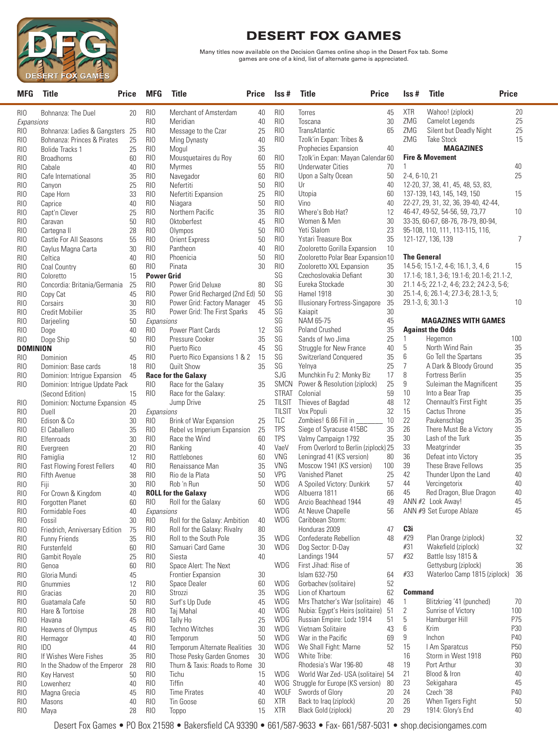# DESERT FOX GAMES

Many titles now available on the Decision Games online shop in the Desert Fox tab. Some games are one of a kind, list of alternate game is appreciated.

| MFG | Title | Price |
|---|---|---|
| RIO | Bohnanza: The Duel | 20 |
| *Expansions* | | |
| RIO | Bohnanza: Ladies & Gangsters | 25 |
| RIO | Bohnanza: Princes & Pirates | 25 |
| RIO | Bolide Tracks 1 | 25 |
| RIO | Broadhorns | 60 |
| RIO | Cabale | 40 |
| RIO | Cafe International | 35 |
| RIO | Canyon | 25 |
| RIO | Cape Horn | 33 |
| RIO | Caprice | 40 |
| RIO | Capt'n Clever | 25 |
| RIO | Caravan | 50 |
| RIO | Cartegna II | 28 |
| RIO | Castle For All Seasons | 55 |
| RIO | Caylus Magna Carta | 30 |
| RIO | Celtica | 40 |
| RIO | Coal Country | 60 |
| RIO | Coloretto | 15 |
| RIO | Concordia: Britania/Germania | 25 |
| RIO | Copy Cat | 45 |
| RIO | Corsairs | 30 |
| RIO | Credit Mobilier | 35 |
| RIO | Darjeeling | 50 |
| RIO | Doge | 40 |
| RIO | Doge Ship | 50 |
| **DOMINION** | | |
| RIO | Dominion | 45 |
| RIO | Dominion: Base cards | 18 |
| RIO | Dominion: Intrigue Expansion | 45 |
| RIO | Dominion: Intrigue Update Pack (Second Edition) | 15 |
| RIO | Dominion: Nocturne Expansion | 45 |
| RIO | Duell | 20 |
| RIO | Edison & Co | 30 |
| RIO | El Caballero | 35 |
| RIO | Elfenroads | 30 |
| RIO | Evergreen | 20 |
| RIO | Famiglia | 12 |
| RIO | Fast Flowing Forest Fellers | 40 |
| RIO | Fifth Avenue | 38 |
| RIO | Fiji | 30 |
| RIO | For Crown & Kingdom | 40 |
| RIO | Forgotten Planet | 60 |
| RIO | Formidable Foes | 40 |
| RIO | Fossil | 30 |
| RIO | Friedrich, Anniversary Edition | 75 |
| RIO | Funny Friends | 35 |
| RIO | Furstenfeld | 60 |
| RIO | Gambit Royale | 25 |
| RIO | Genoa | 60 |
| RIO | Gloria Mundi | 45 |
| RIO | Gnummies | 12 |
| RIO | Gracias | 20 |
| RIO | Guatamala Cafe | 50 |
| RIO | Hare & Tortoise | 28 |
| RIO | Havana | 45 |
| RIO | Heavens of Olympus | 45 |
| RIO | Hermagor | 40 |
| RIO | IDO | 44 |
| RIO | If Wishes Were Fishes | 35 |
| RIO | In the Shadow of the Emperor | 28 |
| RIO | Key Harvest | 50 |
| RIO | Lowenherz | 40 |
| RIO | Magna Grecia | 45 |
| RIO | Masons | 40 |
| RIO | Maya | 28 |

| MFG | Title | Price |
|---|---|---|
| RIO | Merchant of Amsterdam | 40 |
| RIO | Meridian | 40 |
| RIO | Message to the Czar | 25 |
| RIO | Ming Dynasty | 40 |
| RIO | Mogul | 35 |
| RIO | Mousquetaires du Roy | 60 |
| RIO | Myrmes | 55 |
| RIO | Navegador | 60 |
| RIO | Nefertiti | 50 |
| RIO | Nefertiti Expansion | 25 |
| RIO | Niagara | 50 |
| RIO | Northern Pacific | 35 |
| RIO | Oktoberfest | 45 |
| RIO | Olympos | 50 |
| RIO | Orient Express | 50 |
| RIO | Pantheon | 40 |
| RIO | Phoenicia | 50 |
| RIO | Pinata | 30 |
| **Power Grid** | | |
| RIO | Power Grid Deluxe | 80 |
| RIO | Power Grid Recharged (2nd Ed) | 50 |
| RIO | Power Grid: Factory Manager | 45 |
| RIO | Power Grid: The First Sparks | 45 |
| *Expansions* | | |
| RIO | Power Plant Cards | 12 |
| RIO | Pressure Cooker | 35 |
| RIO | Puerto Rico | 45 |
| RIO | Puerto Rico Expansions 1 & 2 | 15 |
| RIO | Quilt Show | 35 |
| **Race for the Galaxy** | | |
| RIO | Race for the Galaxy | 35 |
| RIO | Race for the Galaxy: Jump Drive | 25 |
| *Expansions* | | |
| RIO | Brink of War Expansion | 25 |
| RIO | Rebel vs Imperium Expansion | 25 |
| RIO | Race the Wind | 60 |
| RIO | Ranking | 40 |
| RIO | Rattlebones | 60 |
| RIO | Renaissance Man | 35 |
| RIO | Rio de la Plata | 50 |
| RIO | Rob 'n Run | 50 |
| **ROLL for the Galaxy** | | |
| RIO | Roll for the Galaxy | 60 |
| *Expansions* | | |
| RIO | Roll for the Galaxy: Ambition | 40 |
| RIO | Roll for the Galaxy: Rivalry | 80 |
| RIO | Roll to the South Pole | 35 |
| RIO | Samuari Card Game | 30 |
| RIO | Siesta | 40 |
| RIO | Space Alert: The Next Frontier Expansion | 30 |
| RIO | Space Dealer | 60 |
| RIO | Strozzi | 35 |
| RIO | Surf's Up Dude | 45 |
| RIO | Taj Mahal | 40 |
| RIO | Tally Ho | 25 |
| RIO | Techno Witches | 30 |
| RIO | Temporum | 50 |
| RIO | Temporum Alternate Realities | 30 |
| RIO | Those Pesky Garden Gnomes | 30 |
| RIO | Thurn & Taxis: Roads to Rome | 30 |
| RIO | Tichu | 15 |
| RIO | Tiffin | 40 |
| RIO | Time Pirates | 40 |
| RIO | Tin Goose | 60 |
| RIO | Toppo | 15 |

| Iss # | Title | Price |
|---|---|---|
| RIO | Torres | 45 |
| RIO | Toscana | 30 |
| RIO | TransAtlantic | 65 |
| RIO | Tzolk'in Expan: Tribes & Prophecies Expansion | 40 |
| RIO | Tzolk'in Expan: Mayan Calendar | 60 |
| RIO | Underwater Cities | 70 |
| RIO | Upon a Salty Ocean | 50 |
| RIO | Ur | 40 |
| RIO | Utopia | 60 |
| RIO | Vino | 40 |
| RIO | Where's Bob Hat? | 12 |
| RIO | Women & Men | 30 |
| RIO | Yeti Slalom | 23 |
| RIO | Ystari Treasure Box | 35 |
| RIO | Zooloretto Gorilla Expansion | 10 |
| RIO | Zooloretto Polar Bear Expansion | 10 |
| RIO | Zooloretto XXL Expansion | 35 |
| SG | Czechoslovakia Defiant | 30 |
| SG | Eureka Stockade | 30 |
| SG | Hamel 1918 | 30 |
| SG | Illusionary Fortress-Singapore | 35 |
| SG | Kaiapit | 30 |
| SG | NAM 65-75 | 45 |
| SG | Poland Crushed | 35 |
| SG | Sands of Iwo Jima | 25 |
| SG | Struggle for New France | 40 |
| SG | Switzerland Conquered | 35 |
| SG | Yelnya | 25 |
| SJG | Munchkin Fu 2: Monky Biz | 17 |
| SMCN | Power & Resolution (ziplock) | 25 |
| STRAT | Colonial | 59 |
| TILSIT | Thieves of Bagdad | 48 |
| TILSIT | Vox Populi | 32 |
| TLC | Zombies! 6.66 Fill in ________ | 10 |
| TPS | Siege of Syracuse 415BC | 35 |
| TPS | Valmy Campaign 1792 | 35 |
| VaeV | From Overlord to Berlin (ziplock) | 25 |
| VNG | Leningrad 41 (KS version) | 80 |
| VNG | Moscow 1941 (KS version) | 100 |
| VPG | Vanished Planet | 25 |
| WDG | A Spoiled Victory: Dunkirk | 57 |
| WDG | Albuera 1811 | 66 |
| WDG | Anzio Beachhead 1944 | 49 |
| WDG | At Neuve Chapelle | 56 |
| WDG | Caribbean Storm: Honduras 2009 | 47 |
| WDG | Confederate Rebellion | 48 |
| WDG | Dog Sector: D-Day Landings 1944 | 57 |
| WDG | First Jihad: Rise of Islam 632-750 | 64 |
| WDG | Gorbachev (solitaire) | 52 |
| WDG | Lion of Khartoum | 62 |
| WDG | Mrs Thatcher's War (solitaire) | 46 |
| WDG | Nubia: Egypt's Heirs (solitaire) | 51 |
| WDG | Russian Empire: Lodz 1914 | 51 |
| WDG | Vietnam Solitaire | 43 |
| WDG | War in the Pacific | 69 |
| WDG | We Shall Fight: Marne | 52 |
| WDG | White Tribe: Rhodesia's War 196-80 | 48 |
| WDG | World War Zed- USA (solitaire) | 54 |
| WOG | Struggle for Europe (KS version) | 80 |
| WOLF | Swords of Glory | 20 |
| XTR | Back to Iraq (ziplock) | 20 |
| XTR | Black Gold (ziplock) | 20 |

| Iss # | Title | Price |
|---|---|---|
| XTR | Wahoo! (ziplock) | 20 |
| ZMG | Camelot Legends | 25 |
| ZMG | Silent but Deadly Night | 25 |
| ZMG | Take Stock | 15 |

## MAGAZINES

**Fire & Movement**

| Iss # | Price |
|---|---|
| 1 | 40 |
| 2-4, 6-10, 21 | 25 |
| 12-20, 37, 38, 41, 45, 48, 53, 83, 137-139, 143, 145, 149, 150 | 15 |
| 22-27, 29, 31, 32, 36, 39-40, 42-44, 46-47, 49-52, 54-56, 59, 73,77 | 10 |
| 33-35, 60-67, 68-76, 78-79, 80-94, 95-108, 110, 111, 113-115, 116, 121-127, 136, 139 | 7 |

**The General**

| Iss # | Price |
|---|---|
| 14.5-6; 15.1-2, 4-6; 16.1, 3, 4, 6 | 15 |
| 17.1-6; 18.1, 3-6; 19.1-6; 20.1-6; 21.1-2, 21.1 4-5; 22.1-2, 4-6; 23.2; 24.2-3, 5-6; 25.1-4, 6; 26.1-4; 27.3-6; 28.1-3, 5; 29.1-3, 6; 30.1-3 | 10 |

## MAGAZINES WITH GAMES

**Against the Odds**

| Iss # | Title | Price |
|---|---|---|
| 1 | Hegemon | 100 |
| 5 | North Wind Rain | 35 |
| 6 | Go Tell the Spartans | 35 |
| 7 | A Dark & Bloody Ground | 35 |
| 8 | Fortress Berlin | 35 |
| 9 | Suleiman the Magnificent | 35 |
| 10 | Into a Bear Trap | 35 |
| 12 | Chennault's First Fight | 35 |
| 15 | Cactus Throne | 35 |
| 22 | Paukenschlag | 35 |
| 26 | There Must Be a Victory | 35 |
| 30 | Lash of the Turk | 35 |
| 33 | Meatgrinder | 35 |
| 36 | Defeat into Victory | 35 |
| 39 | These Brave Fellows | 35 |
| 42 | Thunder Upon the Land | 40 |
| 44 | Vercingetorix | 40 |
| 45 | Red Dragon, Blue Dragon | 40 |
| ANN #2 | Look Away! | 45 |
| ANN #9 | Set Europe Ablaze | 45 |

**C3i**

| Iss # | Title | Price |
|---|---|---|
| #29 | Plan Orange (ziplock) | 32 |
| #31 | Wakefield (ziplock) | 32 |
| #32 | Battle Issy 1815 & Gettysburg (ziplock) | 36 |
| #33 | Waterloo Camp 1815 (ziplock) | 36 |

**Command**

| Iss # | Title | Price |
|---|---|---|
| 1 | Blitzkrieg '41 (punched) | 70 |
| 2 | Sunrise of Victory | 100 |
| 5 | Hamburger Hill | P75 |
| 6 | Krim | P30 |
| 9 | Inchon | P40 |
| 15 | I Am Sparatcus | P50 |
| 16 | Storm in West 1918 | P60 |
| 19 | Port Arthur | 30 |
| 21 | Blood & Iron | 40 |
| 23 | Sekigahara | 45 |
| 24 | Czech '38 | P40 |
| 26 | When Tigers Fight | 50 |
| 29 | 1914: Glory's End | 40 |

Desert Fox Games • PO Box 21598 • Bakersfield CA 93390 • 661/587-9633 • Fax- 661/587-5031 • shop.decisiongames.com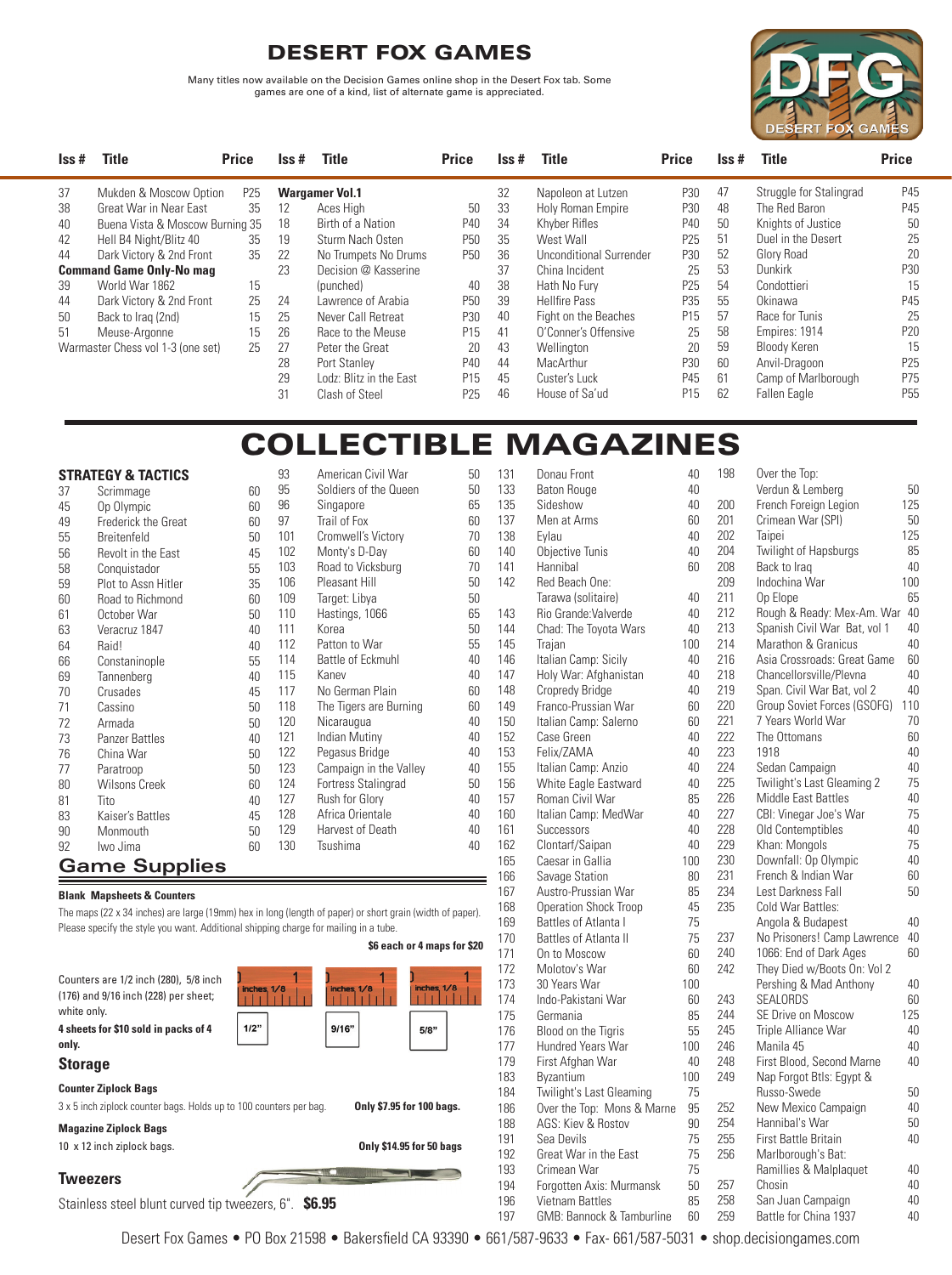# DESERT FOX GAMES

Many titles now available on the Decision Games online shop in the Desert Fox tab. Some games are one of a kind, list of alternate game is appreciated.

| Iss # | Title | Price |
|---|---|---|
| 37 | Mukden & Moscow Option | P25 |
| 38 | Great War in Near East | 35 |
| 40 | Buena Vista & Moscow Burning | 35 |
| 42 | Hell B4 Night/Blitz 40 | 35 |
| 44 | Dark Victory & 2nd Front | 35 |
| **Command Game Only-No mag** | | |
| 39 | World War 1862 | 15 |
| 44 | Dark Victory & 2nd Front | 25 |
| 50 | Back to Iraq (2nd) | 15 |
| 51 | Meuse-Argonne | 15 |
| Warmaster Chess vol 1-3 (one set) | | 25 |
| **Wargamer Vol.1** | | |
| 12 | Aces High | 50 |
| 18 | Birth of a Nation | P40 |
| 19 | Sturm Nach Osten | P50 |
| 22 | No Trumpets No Drums | P50 |
| 23 | Decision @ Kasserine (punched) | 40 |
| 24 | Lawrence of Arabia | P50 |
| 25 | Never Call Retreat | P30 |
| 26 | Race to the Meuse | P15 |
| 27 | Peter the Great | 20 |
| 28 | Port Stanley | P40 |
| 29 | Lodz: Blitz in the East | P15 |
| 31 | Clash of Steel | P25 |
| 32 | Napoleon at Lutzen | P30 |
| 33 | Holy Roman Empire | P30 |
| 34 | Khyber Rifles | P40 |
| 35 | West Wall | P25 |
| 36 | Unconditional Surrender | P30 |
| 37 | China Incident | 25 |
| 38 | Hath No Fury | P25 |
| 39 | Hellfire Pass | P35 |
| 40 | Fight on the Beaches | P15 |
| 41 | O'Conner's Offensive | 25 |
| 43 | Wellington | 20 |
| 44 | MacArthur | P30 |
| 45 | Custer's Luck | P45 |
| 46 | House of Sa'ud | P15 |
| 47 | Struggle for Stalingrad | P45 |
| 48 | The Red Baron | P45 |
| 50 | Knights of Justice | 50 |
| 51 | Duel in the Desert | 25 |
| 52 | Glory Road | 20 |
| 53 | Dunkirk | P30 |
| 54 | Condottieri | 15 |
| 55 | Okinawa | P45 |
| 57 | Race for Tunis | 25 |
| 58 | Empires: 1914 | P20 |
| 59 | Bloody Keren | 15 |
| 60 | Anvil-Dragoon | P25 |
| 61 | Camp of Marlborough | P75 |
| 62 | Fallen Eagle | P55 |

# COLLECTIBLE MAGAZINES

## STRATEGY & TACTICS

| Iss # | Title | Price |
|---|---|---|
| 37 | Scrimmage | 60 |
| 45 | Op Olympic | 60 |
| 49 | Frederick the Great | 60 |
| 55 | Breitenfeld | 50 |
| 56 | Revolt in the East | 45 |
| 58 | Conquistador | 55 |
| 59 | Plot to Assn Hitler | 35 |
| 60 | Road to Richmond | 60 |
| 61 | October War | 50 |
| 63 | Veracruz 1847 | 40 |
| 64 | Raid! | 40 |
| 66 | Constaninople | 55 |
| 69 | Tannenberg | 40 |
| 70 | Crusades | 45 |
| 71 | Cassino | 50 |
| 72 | Armada | 50 |
| 73 | Panzer Battles | 40 |
| 76 | China War | 50 |
| 77 | Paratroop | 45 |
| 80 | Wilsons Creek | 60 |
| 81 | Tito | 40 |
| 83 | Kaiser's Battles | 45 |
| 90 | Monmouth | 50 |
| 92 | Iwo Jima | 60 |
| 93 | American Civil War | 50 |
| 95 | Soldiers of the Queen | 50 |
| 96 | Singapore | 65 |
| 97 | Trail of Fox | 60 |
| 101 | Cromwell's Victory | 70 |
| 102 | Monty's D-Day | 60 |
| 103 | Road to Vicksburg | 70 |
| 106 | Pleasant Hill | 50 |
| 109 | Target: Libya | 50 |
| 110 | Hastings, 1066 | 65 |
| 111 | Korea | 50 |
| 112 | Patton to War | 55 |
| 114 | Battle of Eckmuhl | 40 |
| 115 | Kanev | 40 |
| 117 | No German Plain | 60 |
| 118 | The Tigers are Burning | 60 |
| 120 | Nicaraugua | 40 |
| 121 | Indian Mutiny | 40 |
| 122 | Pegasus Bridge | 40 |
| 123 | Campaign in the Valley | 40 |
| 124 | Fortress Stalingrad | 50 |
| 127 | Rush for Glory | 40 |
| 128 | Africa Orientale | 40 |
| 129 | Harvest of Death | 40 |
| 130 | Tsushima | 40 |
| 131 | Donau Front | 40 |
| 133 | Baton Rouge | 40 |
| 135 | Sideshow | 40 |
| 137 | Men at Arms | 60 |
| 138 | Eylau | 40 |
| 140 | Objective Tunis | 40 |
| 141 | Hannibal | 60 |
| 142 | Red Beach One: Tarawa (solitaire) | 40 |
| 143 | Rio Grande:Valverde | 40 |
| 144 | Chad: The Toyota Wars | 40 |
| 145 | Trajan | 100 |
| 146 | Italian Camp: Sicily | 40 |
| 147 | Holy War: Afghanistan | 40 |
| 148 | Cropredy Bridge | 40 |
| 149 | Franco-Prussian War | 60 |
| 150 | Italian Camp: Salerno | 60 |
| 152 | Case Green | 40 |
| 153 | Felix/ZAMA | 40 |
| 155 | Italian Camp: Anzio | 40 |
| 156 | White Eagle Eastward | 40 |
| 157 | Roman Civil War | 85 |
| 160 | Italian Camp: MedWar | 40 |
| 161 | Successors | 40 |
| 162 | Clontarf/Saipan | 40 |
| 165 | Caesar in Gallia | 100 |
| 166 | Savage Station | 80 |
| 167 | Austro-Prussian War | 85 |
| 168 | Operation Shock Troop | 45 |
| 169 | Battles of Atlanta I | 75 |
| 170 | Battles of Atlanta II | 75 |
| 171 | On to Moscow | 60 |
| 172 | Molotov's War | 60 |
| 173 | 30 Years War | 100 |
| 174 | Indo-Pakistani War | 60 |
| 175 | Germania | 85 |
| 176 | Blood on the Tigris | 55 |
| 177 | Hundred Years War | 100 |
| 179 | First Afghan War | 40 |
| 183 | Byzantium | 100 |
| 184 | Twilight's Last Gleaming | 75 |
| 186 | Over the Top: Mons & Marne | 95 |
| 188 | AGS: Kiev & Rostov | 90 |
| 191 | Sea Devils | 75 |
| 192 | Great War in the East | 75 |
| 193 | Crimean War | 75 |
| 194 | Forgotten Axis: Murmansk | 50 |
| 196 | Vietnam Battles | 85 |
| 197 | GMB: Bannock & Tamburline | 60 |
| 198 | Over the Top: Verdun & Lemberg | 50 |
| 200 | French Foreign Legion | 125 |
| 201 | Crimean War (SPI) | 50 |
| 202 | Taipei | 125 |
| 204 | Twilight of Hapsburgs | 85 |
| 208 | Back to Iraq | 40 |
| 209 | Indochina War | 100 |
| 211 | Op Elope | 65 |
| 212 | Rough & Ready: Mex-Am. War | 40 |
| 213 | Spanish Civil War Bat, vol 1 | 40 |
| 214 | Marathon & Granicus | 40 |
| 216 | Asia Crossroads: Great Game | 60 |
| 218 | Chancellorsville/Plevna | 40 |
| 219 | Span. Civil War Bat, vol 2 | 40 |
| 220 | Group Soviet Forces (GSOFG) | 110 |
| 221 | 7 Years World War | 70 |
| 222 | The Ottomans | 60 |
| 223 | 1918 | 40 |
| 224 | Sedan Campaign | 40 |
| 225 | Twilight's Last Gleaming 2 | 75 |
| 226 | Middle East Battles | 40 |
| 227 | CBI: Vinegar Joe's War | 75 |
| 228 | Old Contemptibles | 40 |
| 229 | Khan: Mongols | 75 |
| 230 | Downfall: Op Olympic | 40 |
| 231 | French & Indian War | 60 |
| 234 | Lest Darkness Fall | 50 |
| 235 | Cold War Battles: Angola & Budapest | 40 |
| 237 | No Prisoners! Camp Lawrence | 40 |
| 240 | 1066: End of Dark Ages | 60 |
| 242 | They Died w/Boots On: Vol 2 Pershing & Mad Anthony | 40 |
| 243 | SEALORDS | 60 |
| 244 | SE Drive on Moscow | 125 |
| 245 | Triple Alliance War | 40 |
| 246 | Manila 45 | 40 |
| 248 | First Blood, Second Marne | 40 |
| 249 | Nap Forgot Btls: Egypt & Russo-Swede | 50 |
| 252 | New Mexico Campaign | 40 |
| 254 | Hannibal's War | 50 |
| 255 | First Battle Britain | 40 |
| 256 | Marlborough's Bat: Ramillies & Malplaquet | 40 |
| 257 | Chosin | 40 |
| 258 | San Juan Campaign | 40 |
| 259 | Battle for China 1937 | 40 |

## Game Supplies

**Blank Mapsheets & Counters**

The maps (22 x 34 inches) are large (19mm) hex in long (length of paper) or short grain (width of paper). Please specify the style you want. Additional shipping charge for mailing in a tube.

**$6 each or 4 maps for $20**

Counters are 1/2 inch (280), 5/8 inch (176) and 9/16 inch (228) per sheet; white only.

**4 sheets for $10 sold in packs of 4 only.**

1/2" 9/16" 5/8"

## Storage

**Counter Ziplock Bags**

3 x 5 inch ziplock counter bags. Holds up to 100 counters per bag. **Only $7.95 for 100 bags.**

**Magazine Ziplock Bags**

10 x 12 inch ziplock bags. **Only $14.95 for 50 bags**

## Tweezers

Stainless steel blunt curved tip tweezers, 6". **$6.95**

Desert Fox Games • PO Box 21598 • Bakersfield CA 93390 • 661/587-9633 • Fax- 661/587-5031 • shop.decisiongames.com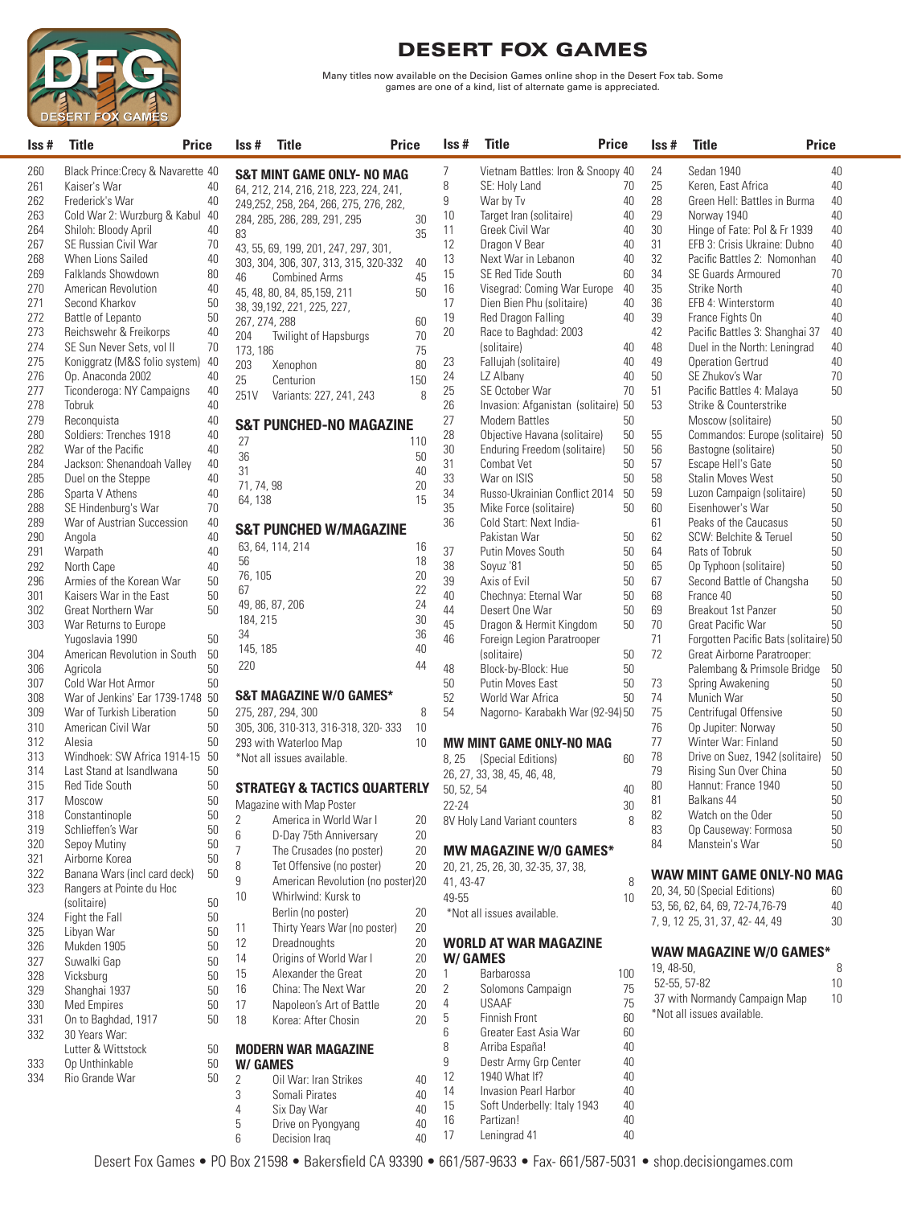# DESERT FOX GAMES

Many titles now available on the Decision Games online shop in the Desert Fox tab. Some games are one of a kind, list of alternate game is appreciated.

| Iss # | Title | Price |
|---|---|---|
| 260 | Black Prince:Crecy & Navarette | 40 |
| 261 | Kaiser's War | 40 |
| 262 | Frederick's War | 40 |
| 263 | Cold War 2: Wurzburg & Kabul | 40 |
| 264 | Shiloh: Bloody April | 40 |
| 267 | SE Russian Civil War | 70 |
| 268 | When Lions Sailed | 40 |
| 269 | Falklands Showdown | 80 |
| 270 | American Revolution | 40 |
| 271 | Second Kharkov | 50 |
| 272 | Battle of Lepanto | 50 |
| 273 | Reichswehr & Freikorps | 40 |
| 274 | SE Sun Never Sets, vol II | 70 |
| 275 | Koniggratz (M&S folio system) | 40 |
| 276 | Op. Anaconda 2002 | 40 |
| 277 | Ticonderoga: NY Campaigns | 40 |
| 278 | Tobruk | 40 |
| 279 | Reconquista | 40 |
| 280 | Soldiers: Trenches 1918 | 40 |
| 282 | War of the Pacific | 40 |
| 284 | Jackson: Shenandoah Valley | 40 |
| 285 | Duel on the Steppe | 40 |
| 286 | Sparta V Athens | 40 |
| 288 | SE Hindenburg's War | 70 |
| 289 | War of Austrian Succession | 40 |
| 290 | Angola | 40 |
| 291 | Warpath | 40 |
| 292 | North Cape | 40 |
| 296 | Armies of the Korean War | 50 |
| 301 | Kaisers War in the East | 50 |
| 302 | Great Northern War | 50 |
| 303 | War Returns to Europe Yugoslavia 1990 | 50 |
| 304 | American Revolution in South | 50 |
| 306 | Agricola | 50 |
| 307 | Cold War Hot Armor | 50 |
| 308 | War of Jenkins' Ear 1739-1748 | 50 |
| 309 | War of Turkish Liberation | 50 |
| 310 | American Civil War | 50 |
| 312 | Alesia | 50 |
| 313 | Windhoek: SW Africa 1914-15 | 50 |
| 314 | Last Stand at Isandlwana | 50 |
| 315 | Red Tide South | 50 |
| 317 | Moscow | 50 |
| 318 | Constantinople | 50 |
| 319 | Schlieffen's War | 50 |
| 320 | Sepoy Mutiny | 50 |
| 321 | Airborne Korea | 50 |
| 322 | Banana Wars (incl card deck) | 50 |
| 323 | Rangers at Pointe du Hoc (solitaire) | 50 |
| 324 | Fight the Fall | 50 |
| 325 | Libyan War | 50 |
| 326 | Mukden 1905 | 50 |
| 327 | Suwalki Gap | 50 |
| 328 | Vicksburg | 50 |
| 329 | Shanghai 1937 | 50 |
| 330 | Med Empires | 50 |
| 331 | On to Baghdad, 1917 | 50 |
| 332 | 30 Years War: Lutter & Wittstock | 50 |
| 333 | Op Unthinkable | 50 |
| 334 | Rio Grande War | 50 |

## S&T MINT GAME ONLY- NO MAG

| Iss # | Title | Price |
|---|---|---|
| 64, 212, 214, 216, 218, 223, 224, 241, 249,252, 258, 264, 266, 275, 276, 282, 284, 285, 286, 289, 291, 295 | | 30 |
| 83 | | 35 |
| 43, 55, 69, 199, 201, 247, 297, 301, 303, 304, 306, 307, 313, 315, 320-332 | | 40 |
| 46 | Combined Arms | 45 |
| 45, 48, 80, 84, 85,159, 211 | | 50 |
| 38, 39,192, 221, 225, 227, 267, 274, 288 | | 60 |
| 204 | Twilight of Hapsburgs | 70 |
| 173, 186 | | 75 |
| 203 | Xenophon | 80 |
| 25 | Centurion | 150 |
| 251V | Variants: 227, 241, 243 | 8 |

## S&T PUNCHED-NO MAGAZINE

| Iss # | Price |
|---|---|
| 27 | 110 |
| 36 | 50 |
| 31 | 40 |
| 71, 74, 98 | 20 |
| 64, 138 | 15 |

## S&T PUNCHED W/MAGAZINE

| Iss # | Price |
|---|---|
| 63, 64, 114, 214 | 16 |
| 56 | 18 |
| 76, 105 | 20 |
| 67 | 22 |
| 49, 86, 87, 206 | 24 |
| 184, 215 | 30 |
| 34 | 36 |
| 145, 185 | 40 |
| 220 | 44 |

## S&T MAGAZINE W/O GAMES*

| Iss # | Price |
|---|---|
| 275, 287, 294, 300 | 8 |
| 305, 306, 310-313, 316-318, 320- 333 | 10 |
| 293 with Waterloo Map | 10 |

*Not all issues available.

## STRATEGY & TACTICS QUARTERLY

Magazine with Map Poster

| Iss # | Title | Price |
|---|---|---|
| 2 | America in World War I | 20 |
| 6 | D-Day 75th Anniversary | 20 |
| 7 | The Crusades (no poster) | 20 |
| 8 | Tet Offensive (no poster) | 20 |
| 9 | American Revolution (no poster) | 20 |
| 10 | Whirlwind: Kursk to Berlin (no poster) | 20 |
| 11 | Thirty Years War (no poster) | 20 |
| 12 | Dreadnoughts | 20 |
| 14 | Origins of World War I | 20 |
| 15 | Alexander the Great | 20 |
| 16 | China: The Next War | 20 |
| 17 | Napoleon's Art of Battle | 20 |
| 18 | Korea: After Chosin | 20 |

## MODERN WAR MAGAZINE W/ GAMES

| Iss # | Title | Price |
|---|---|---|
| 2 | Oil War: Iran Strikes | 40 |
| 3 | Somali Pirates | 40 |
| 4 | Six Day War | 40 |
| 5 | Drive on Pyongyang | 40 |
| 6 | Decision Iraq | 40 |
| 7 | Vietnam Battles: Iron & Snoopy | 40 |
| 8 | SE: Holy Land | 70 |
| 9 | War by Tv | 40 |
| 10 | Target Iran (solitaire) | 40 |
| 11 | Greek Civil War | 40 |
| 12 | Dragon V Bear | 40 |
| 13 | Next War in Lebanon | 40 |
| 15 | SE Red Tide South | 60 |
| 16 | Visegrad: Coming War Europe | 40 |
| 17 | Dien Bien Phu (solitaire) | 40 |
| 19 | Red Dragon Falling | 40 |
| 20 | Race to Baghdad: 2003 (solitaire) | 40 |
| 23 | Fallujah (solitaire) | 40 |
| 24 | LZ Albany | 40 |
| 25 | SE October War | 70 |
| 26 | Invasion: Afganistan (solitaire) | 50 |
| 27 | Modern Battles | 50 |
| 28 | Objective Havana (solitaire) | 50 |
| 30 | Enduring Freedom (solitaire) | 50 |
| 31 | Combat Vet | 50 |
| 33 | War on ISIS | 50 |
| 34 | Russo-Ukrainian Conflict 2014 | 50 |
| 35 | Mike Force (solitaire) | 50 |
| 36 | Cold Start: Next India-Pakistan War | 50 |
| 37 | Putin Moves South | 50 |
| 38 | Soyuz '81 | 50 |
| 39 | Axis of Evil | 50 |
| 40 | Chechnya: Eternal War | 50 |
| 44 | Desert One War | 50 |
| 45 | Dragon & Hermit Kingdom | 50 |
| 46 | Foreign Legion Paratrooper (solitaire) | 50 |
| 48 | Block-by-Block: Hue | 50 |
| 50 | Putin Moves East | 50 |
| 52 | World War Africa | 50 |
| 54 | Nagorno- Karabakh War (92-94) | 50 |

## MW MINT GAME ONLY-NO MAG

| Iss # | Title | Price |
|---|---|---|
| 8, 25 | (Special Editions) | 60 |
| 26, 27, 33, 38, 45, 46, 48, 50, 52, 54 | | 40 |
| 22-24 | | 30 |
| 8V | Holy Land Variant counters | 8 |

## MW MAGAZINE W/O GAMES*

| Iss # | Price |
|---|---|
| 20, 21, 25, 26, 30, 32-35, 37, 38, 41, 43-47 | 8 |
| 49-55 | 10 |

*Not all issues available.

## WORLD AT WAR MAGAZINE W/ GAMES

| Iss # | Title | Price |
|---|---|---|
| 1 | Barbarossa | 100 |
| 2 | Solomons Campaign | 75 |
| 4 | USAAF | 75 |
| 5 | Finnish Front | 60 |
| 6 | Greater East Asia War | 60 |
| 8 | Arriba España! | 40 |
| 9 | Destr Army Grp Center | 40 |
| 12 | 1940 What If? | 40 |
| 14 | Invasion Pearl Harbor | 40 |
| 15 | Soft Underbelly: Italy 1943 | 40 |
| 16 | Partizan! | 40 |
| 17 | Leningrad 41 | 40 |
| 24 | Sedan 1940 | 40 |
| 25 | Keren, East Africa | 40 |
| 28 | Green Hell: Battles in Burma | 40 |
| 29 | Norway 1940 | 40 |
| 30 | Hinge of Fate: Pol & Fr 1939 | 40 |
| 31 | EFB 3: Crisis Ukraine: Dubno | 40 |
| 32 | Pacific Battles 2: Nomonhan | 40 |
| 34 | SE Guards Armoured | 70 |
| 35 | Strike North | 40 |
| 36 | EFB 4: Winterstorm | 40 |
| 39 | France Fights On | 40 |
| 42 | Pacific Battles 3: Shanghai 37 | 40 |
| 48 | Duel in the North: Leningrad | 40 |
| 49 | Operation Gertrud | 40 |
| 50 | SE Zhukov's War | 70 |
| 51 | Pacific Battles 4: Malaya | 50 |
| 53 | Strike & Counterstrike Moscow (solitaire) | 50 |
| 55 | Commandos: Europe (solitaire) | 50 |
| 56 | Bastogne (solitaire) | 50 |
| 57 | Escape Hell's Gate | 50 |
| 58 | Stalin Moves West | 50 |
| 59 | Luzon Campaign (solitaire) | 50 |
| 60 | Eisenhower's War | 50 |
| 61 | Peaks of the Caucasus | 50 |
| 62 | SCW: Belchite & Teruel | 50 |
| 64 | Rats of Tobruk | 50 |
| 65 | Op Typhoon (solitaire) | 50 |
| 67 | Second Battle of Changsha | 50 |
| 68 | France 40 | 50 |
| 69 | Breakout 1st Panzer | 50 |
| 70 | Great Pacific War | 50 |
| 71 | Forgotten Pacific Bats (solitaire) | 50 |
| 72 | Great Airborne Paratrooper: Palembang & Primsole Bridge | 50 |
| 73 | Spring Awakening | 50 |
| 74 | Munich War | 50 |
| 75 | Centrifugal Offensive | 50 |
| 76 | Op Jupiter: Norway | 50 |
| 77 | Winter War: Finland | 50 |
| 78 | Drive on Suez, 1942 (solitaire) | 50 |
| 79 | Rising Sun Over China | 50 |
| 80 | Hannut: France 1940 | 50 |
| 81 | Balkans 44 | 50 |
| 82 | Watch on the Oder | 50 |
| 83 | Op Causeway: Formosa | 50 |
| 84 | Manstein's War | 50 |

## WAW MINT GAME ONLY-NO MAG

| Iss # | Title | Price |
|---|---|---|
| 20, 34, 50 | (Special Editions) | 60 |
| 53, 56, 62, 64, 69, 72-74,76-79 | | 40 |
| 7, 9, 12 25, 31, 37, 42- 44, 49 | | 30 |

## WAW MAGAZINE W/O GAMES*

| Iss # | Price |
|---|---|
| 19, 48-50, | 8 |
| 52-55, 57-82 | 10 |
| 37 with Normandy Campaign Map | 10 |

*Not all issues available.

Desert Fox Games • PO Box 21598 • Bakersfield CA 93390 • 661/587-9633 • Fax- 661/587-5031 • shop.decisiongames.com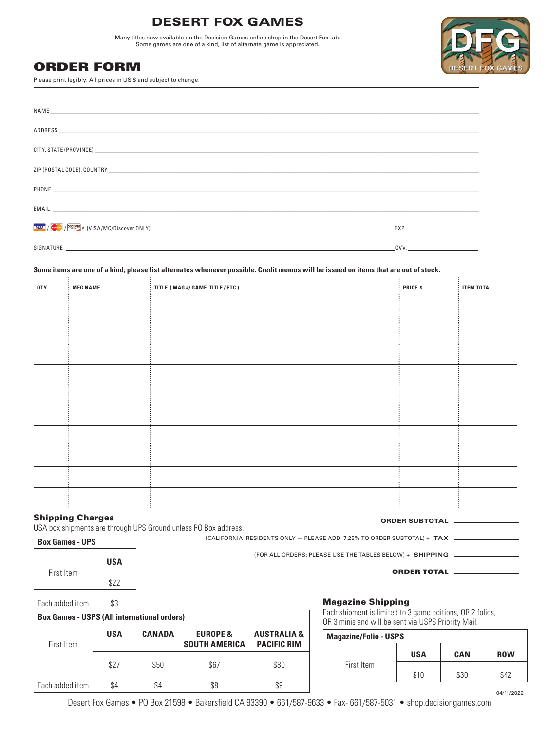# DESERT FOX GAMES

Many titles now available on the Decision Games online shop in the Desert Fox tab.
Some games are one of a kind, list of alternate game is appreciated.

## ORDER FORM

Please print legibly. All prices in US $ and subject to change.

NAME

ADDRESS

CITY, STATE (PROVINCE)

ZIP (POSTAL CODE), COUNTRY

PHONE

EMAIL

VISA / MasterCard / DISCOVER # (VISA/MC/Discover ONLY) EXP.

SIGNATURE CVV.

**Some items are one of a kind; please list alternates whenever possible. Credit memos will be issued on items that are out of stock.**

| QTY. | MFG NAME | TITLE ( MAG #/ GAME TITLE / ETC.) | PRICE $ | ITEM TOTAL |
|---|---|---|---|---|
| | | | | |
| | | | | |
| | | | | |
| | | | | |
| | | | | |
| | | | | |
| | | | | |
| | | | | |
| | | | | |
| | | | | |

**ORDER SUBTOTAL**

(CALIFORNIA RESIDENTS ONLY — PLEASE ADD 7.25% TO ORDER SUBTOTAL) + **TAX**

(FOR ALL ORDERS; PLEASE USE THE TABLES BELOW) + **SHIPPING**

**ORDER TOTAL**

### Shipping Charges

USA box shipments are through UPS Ground unless PO Box address.

| Box Games - UPS | |
|---|---|
| | USA |
| First Item | $22 |
| Each added item | $3 |

| Box Games - USPS (All international orders) | | | | |
|---|---|---|---|---|
| | USA | CANADA | EUROPE & SOUTH AMERICA | AUSTRALIA & PACIFIC RIM |
| First Item | $27 | $50 | $67 | $80 |
| Each added item | $4 | $4 | $8 | $9 |

### Magazine Shipping

Each shipment is limited to 3 game editions, OR 2 folios, OR 3 minis and will be sent via USPS Priority Mail.

| Magazine/Folio - USPS | | | |
|---|---|---|---|
| | USA | CAN | ROW |
| First Item | $10 | $30 | $42 |

04/11/2022

Desert Fox Games • PO Box 21598 • Bakersfield CA 93390 • 661/587-9633 • Fax- 661/587-5031 • shop.decisiongames.com